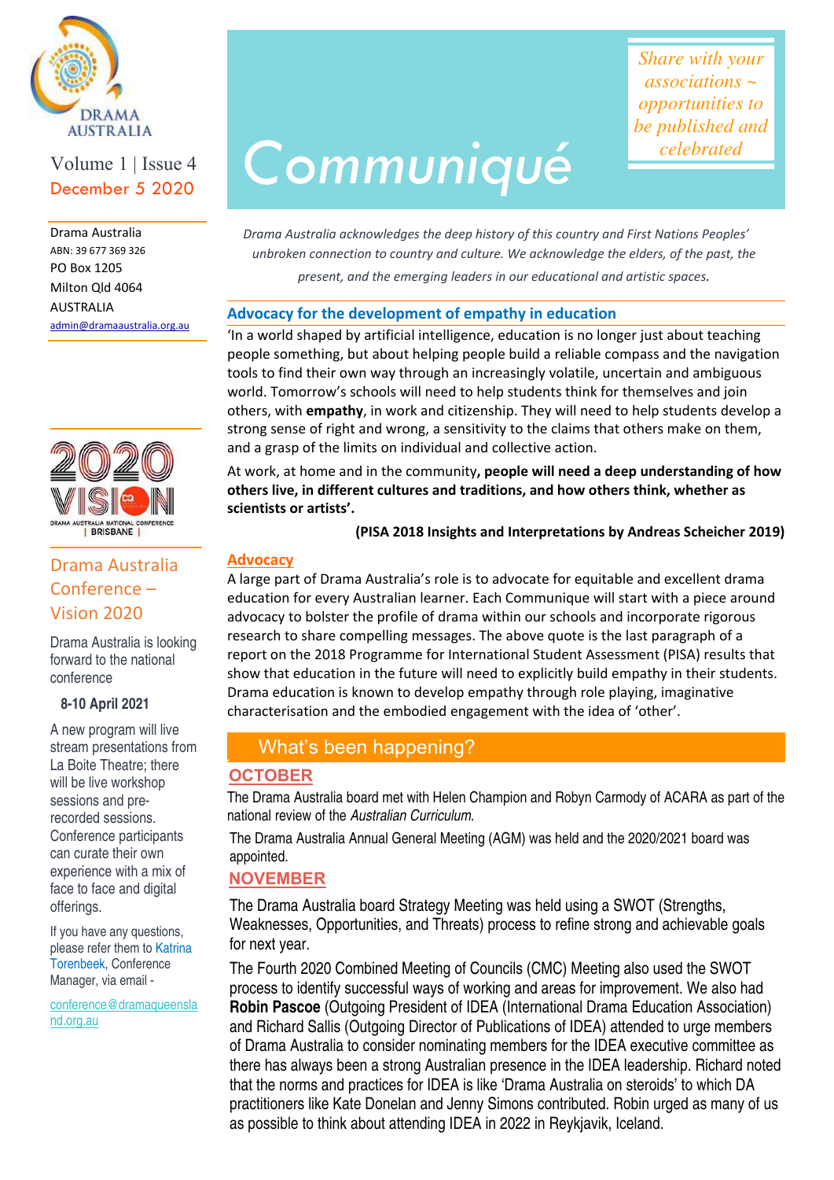DRAMA AUSTRALIA

Volume 1 | Issue 4
December 5 2020

Drama Australia
ABN: 39 677 369 326
PO Box 1205
Milton Qld 4064
AUSTRALIA
admin@dramaaustralia.org.au

# Communiqué

*Share with your associations ~ opportunities to be published and celebrated*

*Drama Australia acknowledges the deep history of this country and First Nations Peoples' unbroken connection to country and culture. We acknowledge the elders, of the past, the present, and the emerging leaders in our educational and artistic spaces.*

## Advocacy for the development of empathy in education

'In a world shaped by artificial intelligence, education is no longer just about teaching people something, but about helping people build a reliable compass and the navigation tools to find their own way through an increasingly volatile, uncertain and ambiguous world. Tomorrow's schools will need to help students think for themselves and join others, with **empathy**, in work and citizenship. They will need to help students develop a strong sense of right and wrong, a sensitivity to the claims that others make on them, and a grasp of the limits on individual and collective action.

At work, at home and in the community**, people will need a deep understanding of how others live, in different cultures and traditions, and how others think, whether as scientists or artists'.**

**(PISA 2018 Insights and Interpretations by Andreas Scheicher 2019)**

### Advocacy

A large part of Drama Australia's role is to advocate for equitable and excellent drama education for every Australian learner. Each Communique will start with a piece around advocacy to bolster the profile of drama within our schools and incorporate rigorous research to share compelling messages. The above quote is the last paragraph of a report on the 2018 Programme for International Student Assessment (PISA) results that show that education in the future will need to explicitly build empathy in their students. Drama education is known to develop empathy through role playing, imaginative characterisation and the embodied engagement with the idea of 'other'.

## What's been happening?

### OCTOBER

The Drama Australia board met with Helen Champion and Robyn Carmody of ACARA as part of the national review of the *Australian Curriculum*.

The Drama Australia Annual General Meeting (AGM) was held and the 2020/2021 board was appointed.

### NOVEMBER

The Drama Australia board Strategy Meeting was held using a SWOT (Strengths, Weaknesses, Opportunities, and Threats) process to refine strong and achievable goals for next year.

The Fourth 2020 Combined Meeting of Councils (CMC) Meeting also used the SWOT process to identify successful ways of working and areas for improvement. We also had **Robin Pascoe** (Outgoing President of IDEA (International Drama Education Association) and Richard Sallis (Outgoing Director of Publications of IDEA) attended to urge members of Drama Australia to consider nominating members for the IDEA executive committee as there has always been a strong Australian presence in the IDEA leadership. Richard noted that the norms and practices for IDEA is like 'Drama Australia on steroids' to which DA practitioners like Kate Donelan and Jenny Simons contributed. Robin urged as many of us as possible to think about attending IDEA in 2022 in Reykjavik, Iceland.

2020 VISION
DRAMA AUSTRALIA NATIONAL CONFERENCE | BRISBANE |

## Drama Australia Conference – Vision 2020

Drama Australia is looking forward to the national conference

**8-10 April 2021**

A new program will live stream presentations from La Boite Theatre; there will be live workshop sessions and pre-recorded sessions. Conference participants can curate their own experience with a mix of face to face and digital offerings.

If you have any questions, please refer them to Katrina Torenbeek, Conference Manager, via email -

conference@dramaqueensland.org.au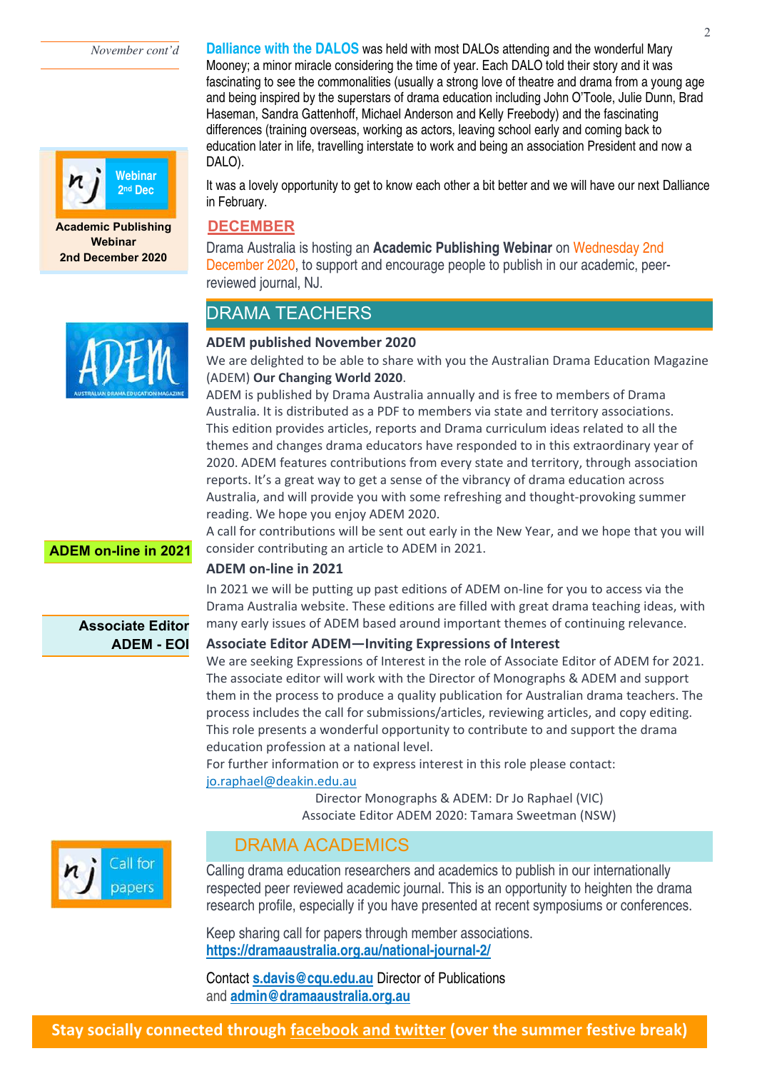*November cont'd*

**Dalliance with the DALOS** was held with most DALOs attending and the wonderful Mary Mooney; a minor miracle considering the time of year. Each DALO told their story and it was fascinating to see the commonalities (usually a strong love of theatre and drama from a young age and being inspired by the superstars of drama education including John O'Toole, Julie Dunn, Brad Haseman, Sandra Gattenhoff, Michael Anderson and Kelly Freebody) and the fascinating differences (training overseas, working as actors, leaving school early and coming back to education later in life, travelling interstate to work and being an association President and now a DALO).

It was a lovely opportunity to get to know each other a bit better and we will have our next Dalliance in February.

Webinar 2nd Dec

**Academic Publishing Webinar 2nd December 2020**

## DECEMBER

Drama Australia is hosting an **Academic Publishing Webinar** on Wednesday 2nd December 2020, to support and encourage people to publish in our academic, peer-reviewed journal, NJ.

## DRAMA TEACHERS

### ADEM published November 2020

We are delighted to be able to share with you the Australian Drama Education Magazine (ADEM) **Our Changing World 2020**.

ADEM is published by Drama Australia annually and is free to members of Drama Australia. It is distributed as a PDF to members via state and territory associations. This edition provides articles, reports and Drama curriculum ideas related to all the themes and changes drama educators have responded to in this extraordinary year of 2020. ADEM features contributions from every state and territory, through association reports. It's a great way to get a sense of the vibrancy of drama education across Australia, and will provide you with some refreshing and thought-provoking summer reading. We hope you enjoy ADEM 2020.

A call for contributions will be sent out early in the New Year, and we hope that you will consider contributing an article to ADEM in 2021.

### ADEM on-line in 2021

In 2021 we will be putting up past editions of ADEM on-line for you to access via the Drama Australia website. These editions are filled with great drama teaching ideas, with many early issues of ADEM based around important themes of continuing relevance.

### Associate Editor ADEM—Inviting Expressions of Interest

We are seeking Expressions of Interest in the role of Associate Editor of ADEM for 2021. The associate editor will work with the Director of Monographs & ADEM and support them in the process to produce a quality publication for Australian drama teachers. The process includes the call for submissions/articles, reviewing articles, and copy editing. This role presents a wonderful opportunity to contribute to and support the drama education profession at a national level.

For further information or to express interest in this role please contact: jo.raphael@deakin.edu.au

Director Monographs & ADEM: Dr Jo Raphael (VIC)
Associate Editor ADEM 2020: Tamara Sweetman (NSW)

## DRAMA ACADEMICS

Call for papers

Calling drama education researchers and academics to publish in our internationally respected peer reviewed academic journal. This is an opportunity to heighten the drama research profile, especially if you have presented at recent symposiums or conferences.

Keep sharing call for papers through member associations.
**https://dramaaustralia.org.au/national-journal-2/**

Contact **s.davis@cqu.edu.au** Director of Publications and **admin@dramaaustralia.org.au**

**Stay socially connected through facebook and twitter (over the summer festive break)**